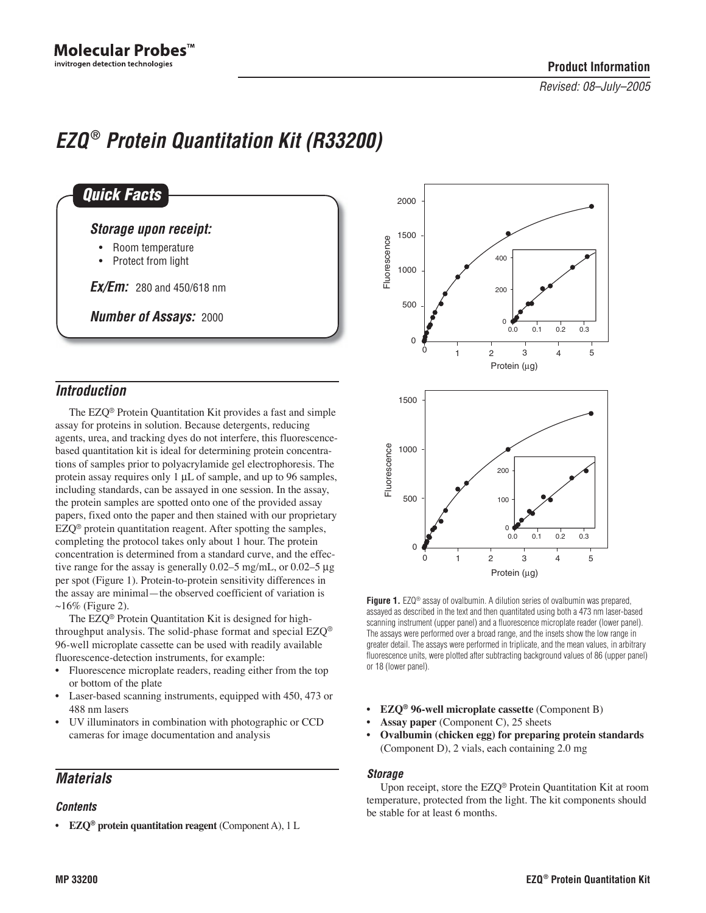Molecular Probes™
invitrogen detection technologies

**Product Information**

*Revised: 08–July–2005*

# *EZQ® Protein Quantitation Kit (R33200)*

## *Quick Facts*

### *Storage upon receipt:*

- Room temperature
- Protect from light

***Ex/Em:*** 280 and 450/618 nm

***Number of Assays:*** 2000

## *Introduction*

The EZQ® Protein Quantitation Kit provides a fast and simple assay for proteins in solution. Because detergents, reducing agents, urea, and tracking dyes do not interfere, this fluorescence-based quantitation kit is ideal for determining protein concentrations of samples prior to polyacrylamide gel electrophoresis. The protein assay requires only 1 µL of sample, and up to 96 samples, including standards, can be assayed in one session. In the assay, the protein samples are spotted onto one of the provided assay papers, fixed onto the paper and then stained with our proprietary EZQ® protein quantitation reagent. After spotting the samples, completing the protocol takes only about 1 hour. The protein concentration is determined from a standard curve, and the effective range for the assay is generally 0.02–5 mg/mL, or 0.02–5 µg per spot (Figure 1). Protein-to-protein sensitivity differences in the assay are minimal—the observed coefficient of variation is ~16% (Figure 2).

The EZQ® Protein Quantitation Kit is designed for high-throughput analysis. The solid-phase format and special EZQ® 96-well microplate cassette can be used with readily available fluorescence-detection instruments, for example:

- Fluorescence microplate readers, reading either from the top or bottom of the plate
- Laser-based scanning instruments, equipped with 450, 473 or 488 nm lasers
- UV illuminators in combination with photographic or CCD cameras for image documentation and analysis

**Figure 1.** EZQ® assay of ovalbumin. A dilution series of ovalbumin was prepared, assayed as described in the text and then quantitated using both a 473 nm laser-based scanning instrument (upper panel) and a fluorescence microplate reader (lower panel). The assays were performed over a broad range, and the insets show the low range in greater detail. The assays were performed in triplicate, and the mean values, in arbitrary fluorescence units, were plotted after subtracting background values of 86 (upper panel) or 18 (lower panel).

## *Materials*

### *Contents*

- **EZQ® protein quantitation reagent** (Component A), 1 L
- **EZQ® 96-well microplate cassette** (Component B)
- **Assay paper** (Component C), 25 sheets
- **Ovalbumin (chicken egg) for preparing protein standards** (Component D), 2 vials, each containing 2.0 mg

### *Storage*

Upon receipt, store the EZQ® Protein Quantitation Kit at room temperature, protected from the light. The kit components should be stable for at least 6 months.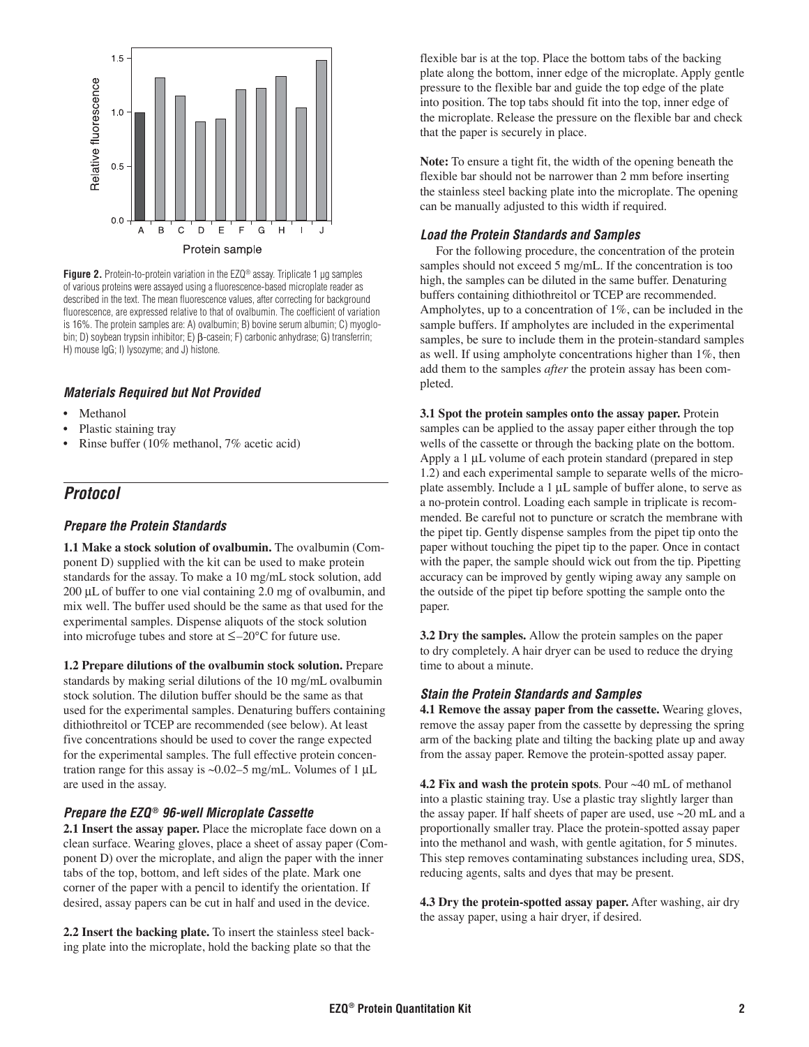**Figure 2.** Protein-to-protein variation in the EZQ® assay. Triplicate 1 µg samples of various proteins were assayed using a fluorescence-based microplate reader as described in the text. The mean fluorescence values, after correcting for background fluorescence, are expressed relative to that of ovalbumin. The coefficient of variation is 16%. The protein samples are: A) ovalbumin; B) bovine serum albumin; C) myoglobin; D) soybean trypsin inhibitor; E) β-casein; F) carbonic anhydrase; G) transferrin; H) mouse IgG; I) lysozyme; and J) histone.

### *Materials Required but Not Provided*

- Methanol
- Plastic staining tray
- Rinse buffer (10% methanol, 7% acetic acid)

## *Protocol*

### *Prepare the Protein Standards*

**1.1 Make a stock solution of ovalbumin.** The ovalbumin (Component D) supplied with the kit can be used to make protein standards for the assay. To make a 10 mg/mL stock solution, add 200 µL of buffer to one vial containing 2.0 mg of ovalbumin, and mix well. The buffer used should be the same as that used for the experimental samples. Dispense aliquots of the stock solution into microfuge tubes and store at ≤–20°C for future use.

**1.2 Prepare dilutions of the ovalbumin stock solution.** Prepare standards by making serial dilutions of the 10 mg/mL ovalbumin stock solution. The dilution buffer should be the same as that used for the experimental samples. Denaturing buffers containing dithiothreitol or TCEP are recommended (see below). At least five concentrations should be used to cover the range expected for the experimental samples. The full effective protein concentration range for this assay is ~0.02–5 mg/mL. Volumes of 1 µL are used in the assay.

### *Prepare the EZQ® 96-well Microplate Cassette*

**2.1 Insert the assay paper.** Place the microplate face down on a clean surface. Wearing gloves, place a sheet of assay paper (Component D) over the microplate, and align the paper with the inner tabs of the top, bottom, and left sides of the plate. Mark one corner of the paper with a pencil to identify the orientation. If desired, assay papers can be cut in half and used in the device.

**2.2 Insert the backing plate.** To insert the stainless steel backing plate into the microplate, hold the backing plate so that the flexible bar is at the top. Place the bottom tabs of the backing plate along the bottom, inner edge of the microplate. Apply gentle pressure to the flexible bar and guide the top edge of the plate into position. The top tabs should fit into the top, inner edge of the microplate. Release the pressure on the flexible bar and check that the paper is securely in place.

**Note:** To ensure a tight fit, the width of the opening beneath the flexible bar should not be narrower than 2 mm before inserting the stainless steel backing plate into the microplate. The opening can be manually adjusted to this width if required.

### *Load the Protein Standards and Samples*

For the following procedure, the concentration of the protein samples should not exceed 5 mg/mL. If the concentration is too high, the samples can be diluted in the same buffer. Denaturing buffers containing dithiothreitol or TCEP are recommended. Ampholytes, up to a concentration of 1%, can be included in the sample buffers. If ampholytes are included in the experimental samples, be sure to include them in the protein-standard samples as well. If using ampholyte concentrations higher than 1%, then add them to the samples *after* the protein assay has been completed.

**3.1 Spot the protein samples onto the assay paper.** Protein samples can be applied to the assay paper either through the top wells of the cassette or through the backing plate on the bottom. Apply a 1 µL volume of each protein standard (prepared in step 1.2) and each experimental sample to separate wells of the microplate assembly. Include a 1 µL sample of buffer alone, to serve as a no-protein control. Loading each sample in triplicate is recommended. Be careful not to puncture or scratch the membrane with the pipet tip. Gently dispense samples from the pipet tip onto the paper without touching the pipet tip to the paper. Once in contact with the paper, the sample should wick out from the tip. Pipetting accuracy can be improved by gently wiping away any sample on the outside of the pipet tip before spotting the sample onto the paper.

**3.2 Dry the samples.** Allow the protein samples on the paper to dry completely. A hair dryer can be used to reduce the drying time to about a minute.

### *Stain the Protein Standards and Samples*

**4.1 Remove the assay paper from the cassette.** Wearing gloves, remove the assay paper from the cassette by depressing the spring arm of the backing plate and tilting the backing plate up and away from the assay paper. Remove the protein-spotted assay paper.

**4.2 Fix and wash the protein spots**. Pour ~40 mL of methanol into a plastic staining tray. Use a plastic tray slightly larger than the assay paper. If half sheets of paper are used, use ~20 mL and a proportionally smaller tray. Place the protein-spotted assay paper into the methanol and wash, with gentle agitation, for 5 minutes. This step removes contaminating substances including urea, SDS, reducing agents, salts and dyes that may be present.

**4.3 Dry the protein-spotted assay paper.** After washing, air dry the assay paper, using a hair dryer, if desired.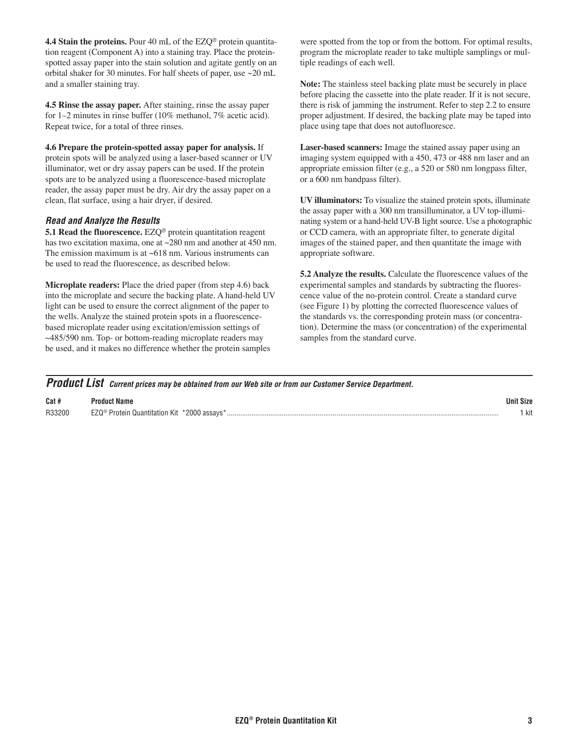**4.4 Stain the proteins.** Pour 40 mL of the EZQ® protein quantitation reagent (Component A) into a staining tray. Place the protein-spotted assay paper into the stain solution and agitate gently on an orbital shaker for 30 minutes. For half sheets of paper, use ~20 mL and a smaller staining tray.

**4.5 Rinse the assay paper.** After staining, rinse the assay paper for 1–2 minutes in rinse buffer (10% methanol, 7% acetic acid). Repeat twice, for a total of three rinses.

**4.6 Prepare the protein-spotted assay paper for analysis.** If protein spots will be analyzed using a laser-based scanner or UV illuminator, wet or dry assay papers can be used. If the protein spots are to be analyzed using a fluorescence-based microplate reader, the assay paper must be dry. Air dry the assay paper on a clean, flat surface, using a hair dryer, if desired.

### *Read and Analyze the Results*

**5.1 Read the fluorescence.** EZQ® protein quantitation reagent has two excitation maxima, one at ~280 nm and another at 450 nm. The emission maximum is at ~618 nm. Various instruments can be used to read the fluorescence, as described below.

**Microplate readers:** Place the dried paper (from step 4.6) back into the microplate and secure the backing plate. A hand-held UV light can be used to ensure the correct alignment of the paper to the wells. Analyze the stained protein spots in a fluorescence-based microplate reader using excitation/emission settings of ~485/590 nm. Top- or bottom-reading microplate readers may be used, and it makes no difference whether the protein samples were spotted from the top or from the bottom. For optimal results, program the microplate reader to take multiple samplings or multiple readings of each well.

**Note:** The stainless steel backing plate must be securely in place before placing the cassette into the plate reader. If it is not secure, there is risk of jamming the instrument. Refer to step 2.2 to ensure proper adjustment. If desired, the backing plate may be taped into place using tape that does not autofluoresce.

**Laser-based scanners:** Image the stained assay paper using an imaging system equipped with a 450, 473 or 488 nm laser and an appropriate emission filter (e.g., a 520 or 580 nm longpass filter, or a 600 nm bandpass filter).

**UV illuminators:** To visualize the stained protein spots, illuminate the assay paper with a 300 nm transilluminator, a UV top-illuminating system or a hand-held UV-B light source. Use a photographic or CCD camera, with an appropriate filter, to generate digital images of the stained paper, and then quantitate the image with appropriate software.

**5.2 Analyze the results.** Calculate the fluorescence values of the experimental samples and standards by subtracting the fluorescence value of the no-protein control. Create a standard curve (see Figure 1) by plotting the corrected fluorescence values of the standards vs. the corresponding protein mass (or concentration). Determine the mass (or concentration) of the experimental samples from the standard curve.

## *Product List* *Current prices may be obtained from our Web site or from our Customer Service Department.*

| Cat # | Product Name | Unit Size |
|---|---|---|
| R33200 | EZQ® Protein Quantitation Kit *2000 assays* | 1 kit |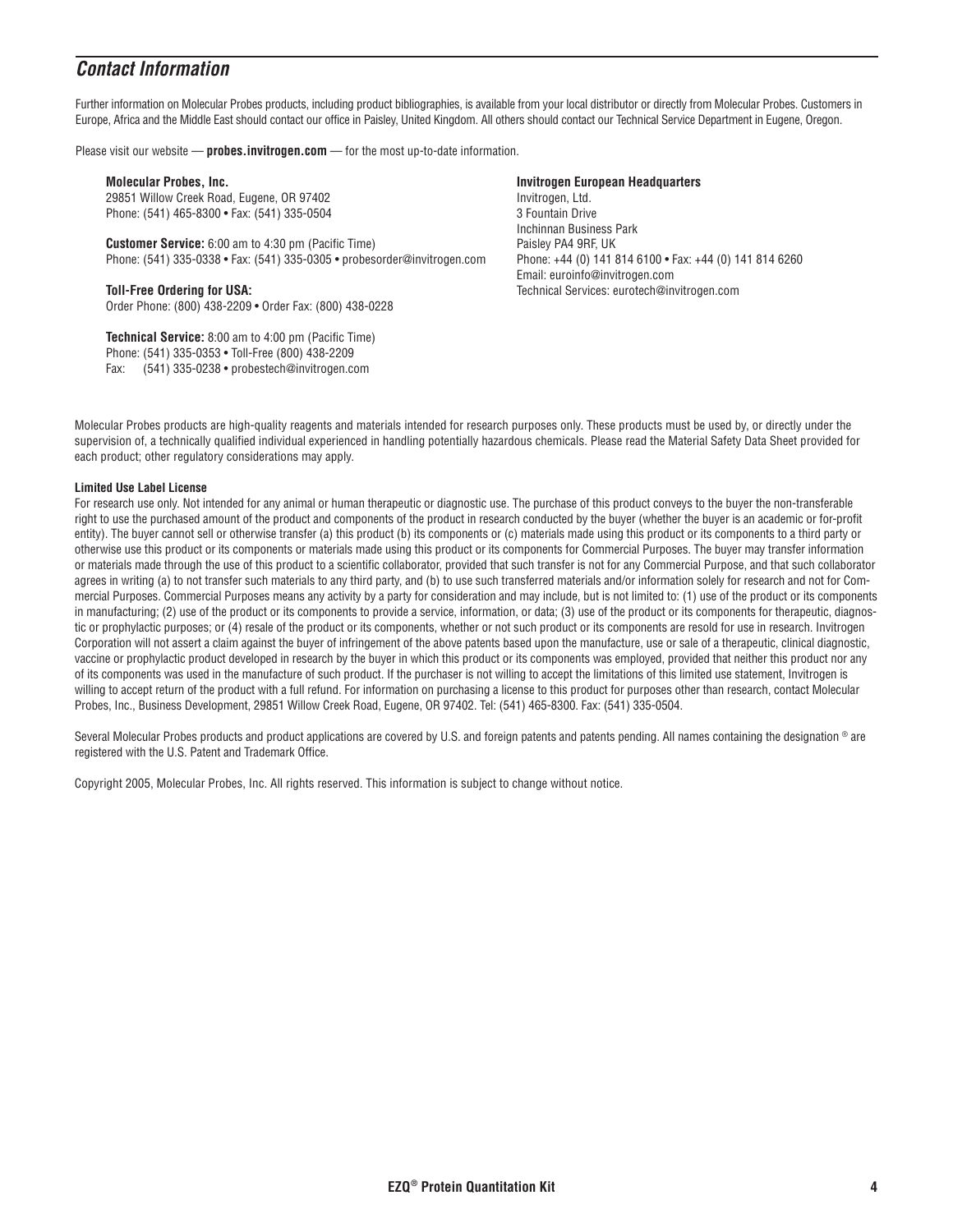## *Contact Information*

Further information on Molecular Probes products, including product bibliographies, is available from your local distributor or directly from Molecular Probes. Customers in Europe, Africa and the Middle East should contact our office in Paisley, United Kingdom. All others should contact our Technical Service Department in Eugene, Oregon.

Please visit our website — **probes.invitrogen.com** — for the most up-to-date information.

**Molecular Probes, Inc.**
29851 Willow Creek Road, Eugene, OR 97402
Phone: (541) 465-8300 • Fax: (541) 335-0504

**Customer Service:** 6:00 am to 4:30 pm (Pacific Time)
Phone: (541) 335-0338 • Fax: (541) 335-0305 • probesorder@invitrogen.com

**Toll-Free Ordering for USA:**
Order Phone: (800) 438-2209 • Order Fax: (800) 438-0228

**Technical Service:** 8:00 am to 4:00 pm (Pacific Time)
Phone: (541) 335-0353 • Toll-Free (800) 438-2209
Fax: (541) 335-0238 • probestech@invitrogen.com

**Invitrogen European Headquarters**
Invitrogen, Ltd.
3 Fountain Drive
Inchinnan Business Park
Paisley PA4 9RF, UK
Phone: +44 (0) 141 814 6100 • Fax: +44 (0) 141 814 6260
Email: euroinfo@invitrogen.com
Technical Services: eurotech@invitrogen.com

Molecular Probes products are high-quality reagents and materials intended for research purposes only. These products must be used by, or directly under the supervision of, a technically qualified individual experienced in handling potentially hazardous chemicals. Please read the Material Safety Data Sheet provided for each product; other regulatory considerations may apply.

**Limited Use Label License**

For research use only. Not intended for any animal or human therapeutic or diagnostic use. The purchase of this product conveys to the buyer the non-transferable right to use the purchased amount of the product and components of the product in research conducted by the buyer (whether the buyer is an academic or for-profit entity). The buyer cannot sell or otherwise transfer (a) this product (b) its components or (c) materials made using this product or its components to a third party or otherwise use this product or its components or materials made using this product or its components for Commercial Purposes. The buyer may transfer information or materials made through the use of this product to a scientific collaborator, provided that such transfer is not for any Commercial Purpose, and that such collaborator agrees in writing (a) to not transfer such materials to any third party, and (b) to use such transferred materials and/or information solely for research and not for Commercial Purposes. Commercial Purposes means any activity by a party for consideration and may include, but is not limited to: (1) use of the product or its components in manufacturing; (2) use of the product or its components to provide a service, information, or data; (3) use of the product or its components for therapeutic, diagnostic or prophylactic purposes; or (4) resale of the product or its components, whether or not such product or its components are resold for use in research. Invitrogen Corporation will not assert a claim against the buyer of infringement of the above patents based upon the manufacture, use or sale of a therapeutic, clinical diagnostic, vaccine or prophylactic product developed in research by the buyer in which this product or its components was employed, provided that neither this product nor any of its components was used in the manufacture of such product. If the purchaser is not willing to accept the limitations of this limited use statement, Invitrogen is willing to accept return of the product with a full refund. For information on purchasing a license to this product for purposes other than research, contact Molecular Probes, Inc., Business Development, 29851 Willow Creek Road, Eugene, OR 97402. Tel: (541) 465-8300. Fax: (541) 335-0504.

Several Molecular Probes products and product applications are covered by U.S. and foreign patents and patents pending. All names containing the designation ® are registered with the U.S. Patent and Trademark Office.

Copyright 2005, Molecular Probes, Inc. All rights reserved. This information is subject to change without notice.